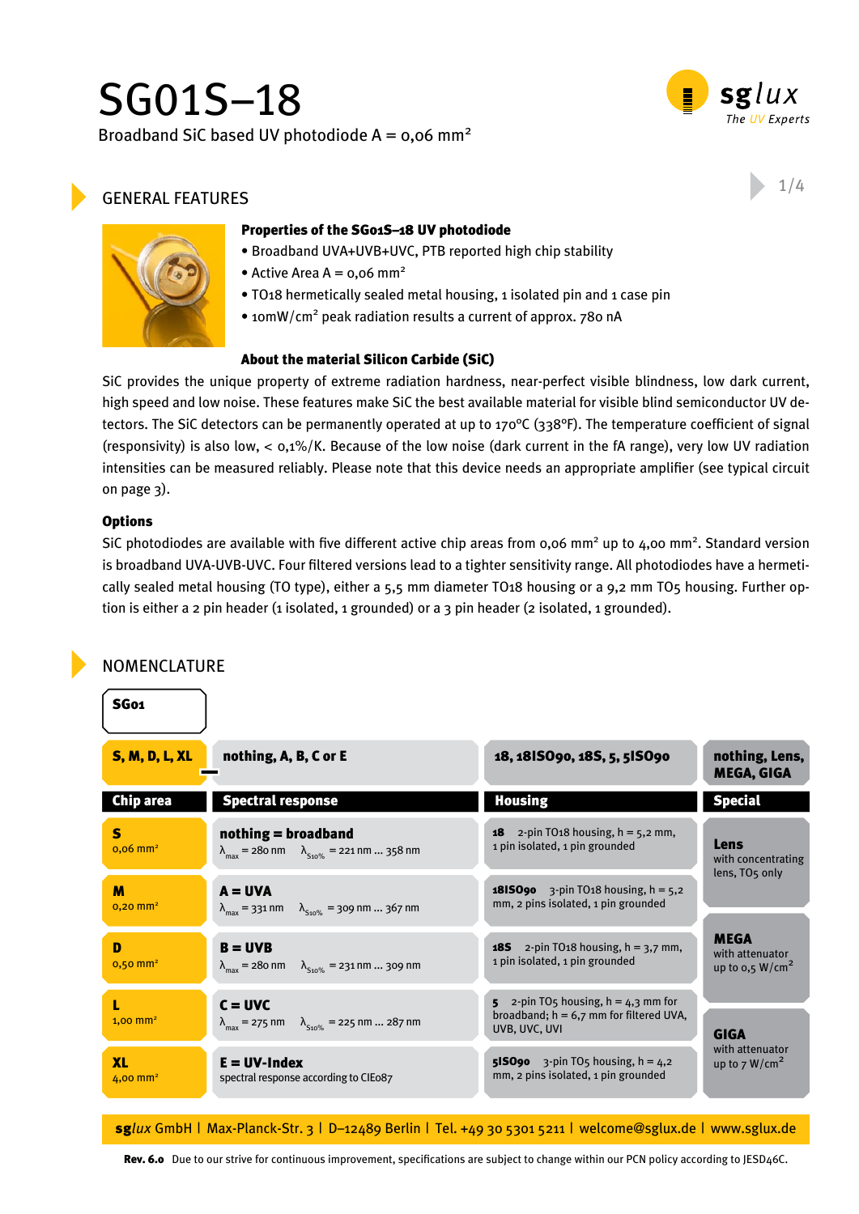# SG01S–18

Broadband SiC based UV photodiode A = 0,06 mm²

## GENERAL FEATURES

**Properties of the SG01S–18 UV photodiode**

- Broadband UVA+UVB+UVC, PTB reported high chip stability
- Active Area A = 0,06 mm²
- TO18 hermetically sealed metal housing, 1 isolated pin and 1 case pin
- 10mW/cm² peak radiation results a current of approx. 780 nA

**About the material Silicon Carbide (SiC)**

SiC provides the unique property of extreme radiation hardness, near-perfect visible blindness, low dark current, high speed and low noise. These features make SiC the best available material for visible blind semiconductor UV detectors. The SiC detectors can be permanently operated at up to 170°C (338°F). The temperature coefficient of signal (responsivity) is also low, < 0,1%/K. Because of the low noise (dark current in the fA range), very low UV radiation intensities can be measured reliably. Please note that this device needs an appropriate amplifier (see typical circuit on page 3).

**Options**

SiC photodiodes are available with five different active chip areas from 0,06 mm² up to 4,00 mm². Standard version is broadband UVA-UVB-UVC. Four filtered versions lead to a tighter sensitivity range. All photodiodes have a hermetically sealed metal housing (TO type), either a 5,5 mm diameter TO18 housing or a 9,2 mm TO5 housing. Further option is either a 2 pin header (1 isolated, 1 grounded) or a 3 pin header (2 isolated, 1 grounded).

## NOMENCLATURE

**SG01**

| **S, M, D, L, XL** | **nothing, A, B, C or E** | **18, 18ISO90, 18S, 5, 5ISO90** | **nothing, Lens, MEGA, GIGA** |
|---|---|---|---|
| **Chip area** | **Spectral response** | **Housing** | **Special** |
| **S** 0,06 mm² | **nothing = broadband** $\lambda_{max}$ = 280 nm $\lambda_{S10\%}$ = 221 nm ... 358 nm | **18** 2-pin TO18 housing, h = 5,2 mm, 1 pin isolated, 1 pin grounded | **Lens** with concentrating lens, TO5 only |
| **M** 0,20 mm² | **A = UVA** $\lambda_{max}$ = 331 nm $\lambda_{S10\%}$ = 309 nm ... 367 nm | **18ISO90** 3-pin TO18 housing, h = 5,2 mm, 2 pins isolated, 1 pin grounded | |
| **D** 0,50 mm² | **B = UVB** $\lambda_{max}$ = 280 nm $\lambda_{S10\%}$ = 231 nm ... 309 nm | **18S** 2-pin TO18 housing, h = 3,7 mm, 1 pin isolated, 1 pin grounded | **MEGA** with attenuator up to 0,5 W/cm² |
| **L** 1,00 mm² | **C = UVC** $\lambda_{max}$ = 275 nm $\lambda_{S10\%}$ = 225 nm ... 287 nm | **5** 2-pin TO5 housing, h = 4,3 mm for broadband; h = 6,7 mm for filtered UVA, UVB, UVC, UVI | |
| **XL** 4,00 mm² | **E = UV-Index** spectral response according to CIE087 | **5ISO90** 3-pin TO5 housing, h = 4,2 mm, 2 pins isolated, 1 pin grounded | **GIGA** with attenuator up to 7 W/cm² |

**sg*lux*** GmbH | Max-Planck-Str. 3 | D–12489 Berlin | Tel. +49 30 5301 5211 | welcome@sglux.de | www.sglux.de

**Rev. 6.0** Due to our strive for continuous improvement, specifications are subject to change within our PCN policy according to JESD46C.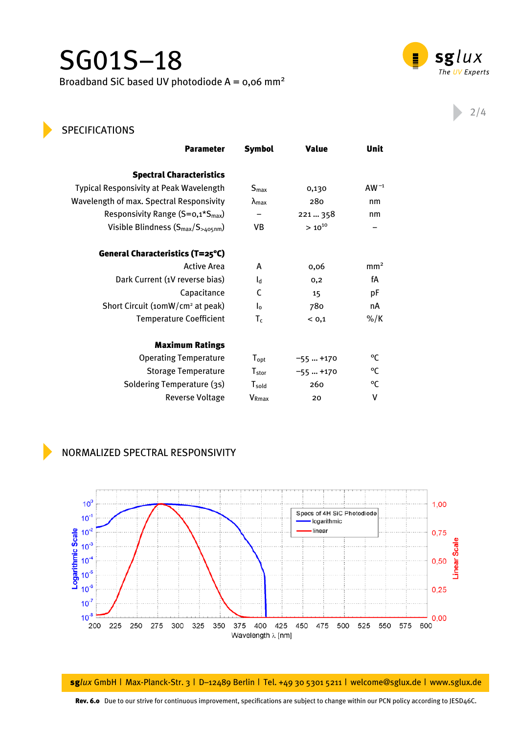# SG01S–18

Broadband SiC based UV photodiode A = 0,06 mm²

## SPECIFICATIONS

| Parameter | Symbol | Value | Unit |
|---|---|---|---|
| **Spectral Characteristics** | | | |
| Typical Responsivity at Peak Wavelength | $S_{max}$ | 0,130 | $AW^{-1}$ |
| Wavelength of max. Spectral Responsivity | $\lambda_{max}$ | 280 | nm |
| Responsivity Range ($S=0{,}1*S_{max}$) | – | 221 ... 358 | nm |
| Visible Blindness ($S_{max}/S_{>405nm}$) | VB | $> 10^{10}$ | – |
| **General Characteristics (T=25°C)** | | | |
| Active Area | A | 0,06 | mm² |
| Dark Current (1V reverse bias) | $I_d$ | 0,2 | fA |
| Capacitance | C | 15 | pF |
| Short Circuit (10mW/cm² at peak) | $I_0$ | 780 | nA |
| Temperature Coefficient | $T_c$ | < 0,1 | %/K |
| **Maximum Ratings** | | | |
| Operating Temperature | $T_{opt}$ | −55 ... +170 | °C |
| Storage Temperature | $T_{stor}$ | −55 ... +170 | °C |
| Soldering Temperature (3s) | $T_{sold}$ | 260 | °C |
| Reverse Voltage | $V_{Rmax}$ | 20 | V |

## NORMALIZED SPECTRAL RESPONSIVITY

sg*lux* GmbH | Max-Planck-Str. 3 | D–12489 Berlin | Tel. +49 30 5301 5211 | welcome@sglux.de | www.sglux.de

**Rev. 6.0** Due to our strive for continuous improvement, specifications are subject to change within our PCN policy according to JESD46C.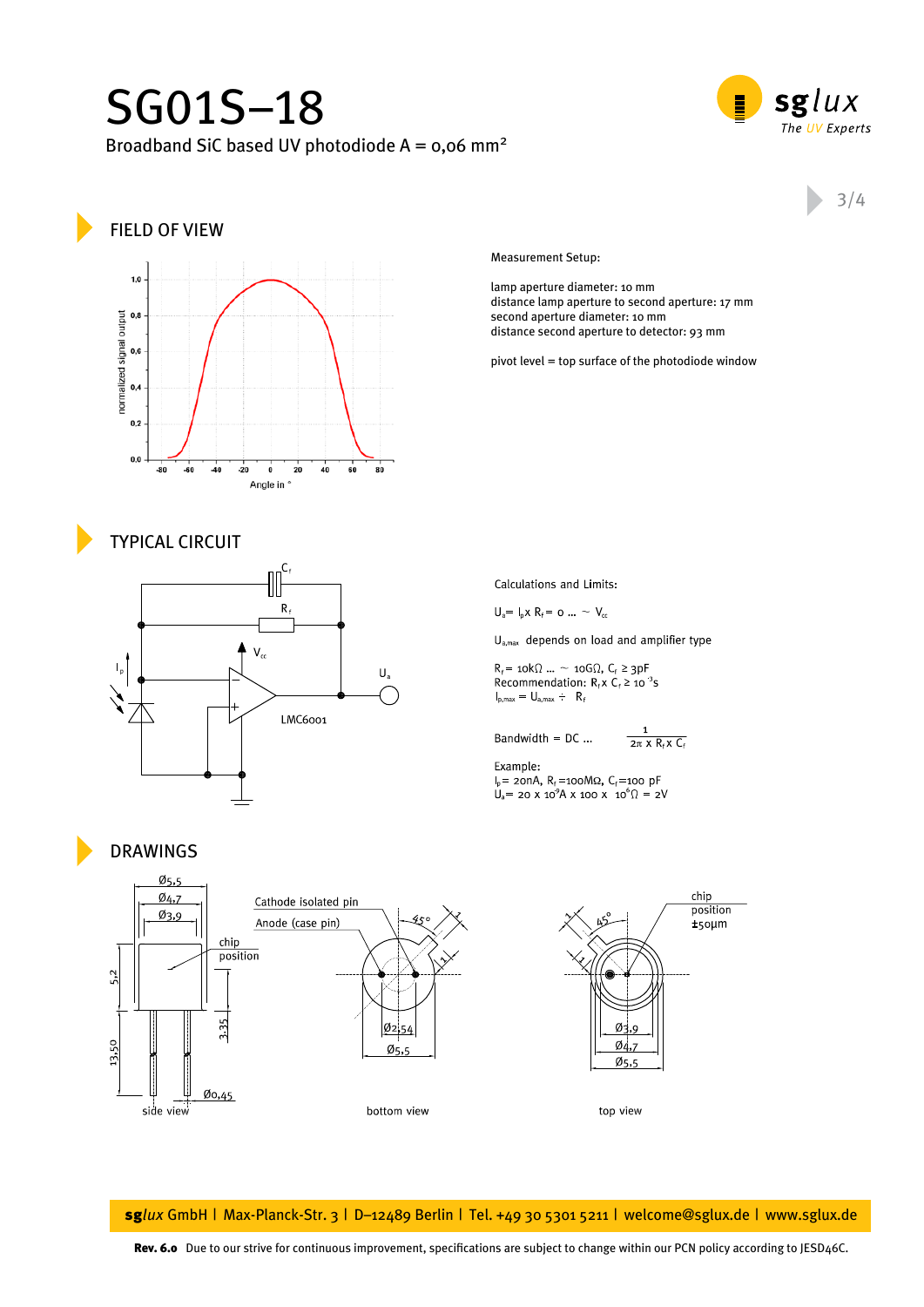# SG01S–18

Broadband SiC based UV photodiode A = 0,06 mm²

## FIELD OF VIEW

Measurement Setup:

lamp aperture diameter: 10 mm
distance lamp aperture to second aperture: 17 mm
second aperture diameter: 10 mm
distance second aperture to detector: 93 mm

pivot level = top surface of the photodiode window

## TYPICAL CIRCUIT

Calculations and Limits:

$U_a = I_p x R_f = 0 ... \sim V_{cc}$

$U_{a,max}$ depends on load and amplifier type

$R_f$ = 10kΩ ... ~ 10GΩ, $C_f \geq 3pF$
Recommendation: $R_f x C_f \geq 10^{-3}s$
$I_{p,max} = U_{a,max} \div R_f$

Bandwidth = DC ... $\frac{1}{2\pi \times R_f \times C_f}$

Example:
$I_p$ = 20nA, $R_f$ =100MΩ, $C_f$=100 pF
$U_a$ = 20 x $10^{-9}$A x 100 x $10^{6}$Ω = 2V

## DRAWINGS

side view

bottom view

top view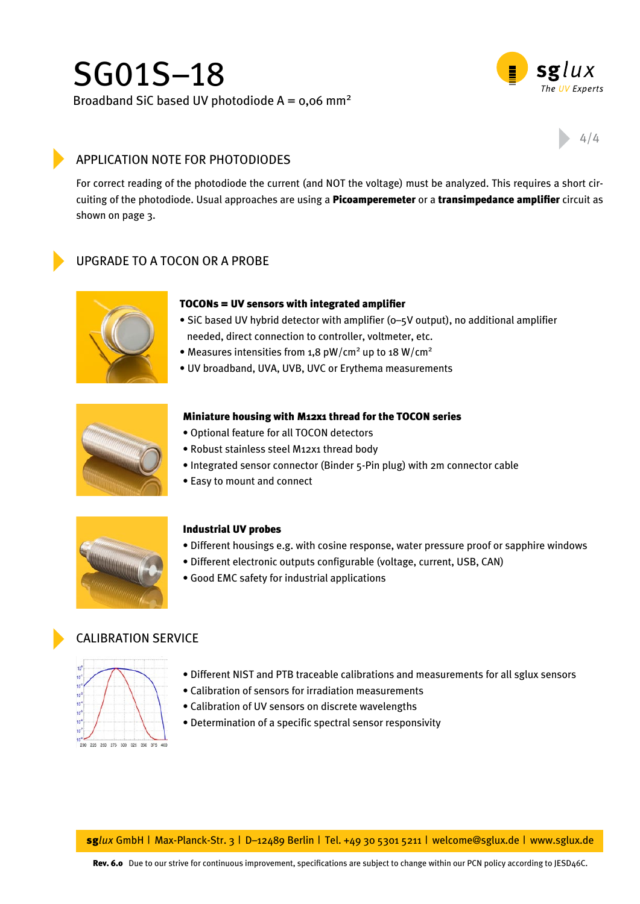# SG01S–18

Broadband SiC based UV photodiode A = 0,06 mm²

## APPLICATION NOTE FOR PHOTODIODES

For correct reading of the photodiode the current (and NOT the voltage) must be analyzed. This requires a short circuiting of the photodiode. Usual approaches are using a **Picoamperemeter** or a **transimpedance amplifier** circuit as shown on page 3.

## UPGRADE TO A TOCON OR A PROBE

**TOCONs = UV sensors with integrated amplifier**

- SiC based UV hybrid detector with amplifier (0–5V output), no additional amplifier needed, direct connection to controller, voltmeter, etc.
- Measures intensities from 1,8 pW/cm² up to 18 W/cm²
- UV broadband, UVA, UVB, UVC or Erythema measurements

**Miniature housing with M12x1 thread for the TOCON series**

- Optional feature for all TOCON detectors
- Robust stainless steel M12x1 thread body
- Integrated sensor connector (Binder 5-Pin plug) with 2m connector cable
- Easy to mount and connect

**Industrial UV probes**

- Different housings e.g. with cosine response, water pressure proof or sapphire windows
- Different electronic outputs configurable (voltage, current, USB, CAN)
- Good EMC safety for industrial applications

## CALIBRATION SERVICE

- Different NIST and PTB traceable calibrations and measurements for all sglux sensors
- Calibration of sensors for irradiation measurements
- Calibration of UV sensors on discrete wavelengths
- Determination of a specific spectral sensor responsivity

sglux GmbH | Max-Planck-Str. 3 | D–12489 Berlin | Tel. +49 30 5301 5211 | welcome@sglux.de | www.sglux.de

**Rev. 6.0** Due to our strive for continuous improvement, specifications are subject to change within our PCN policy according to JESD46C.